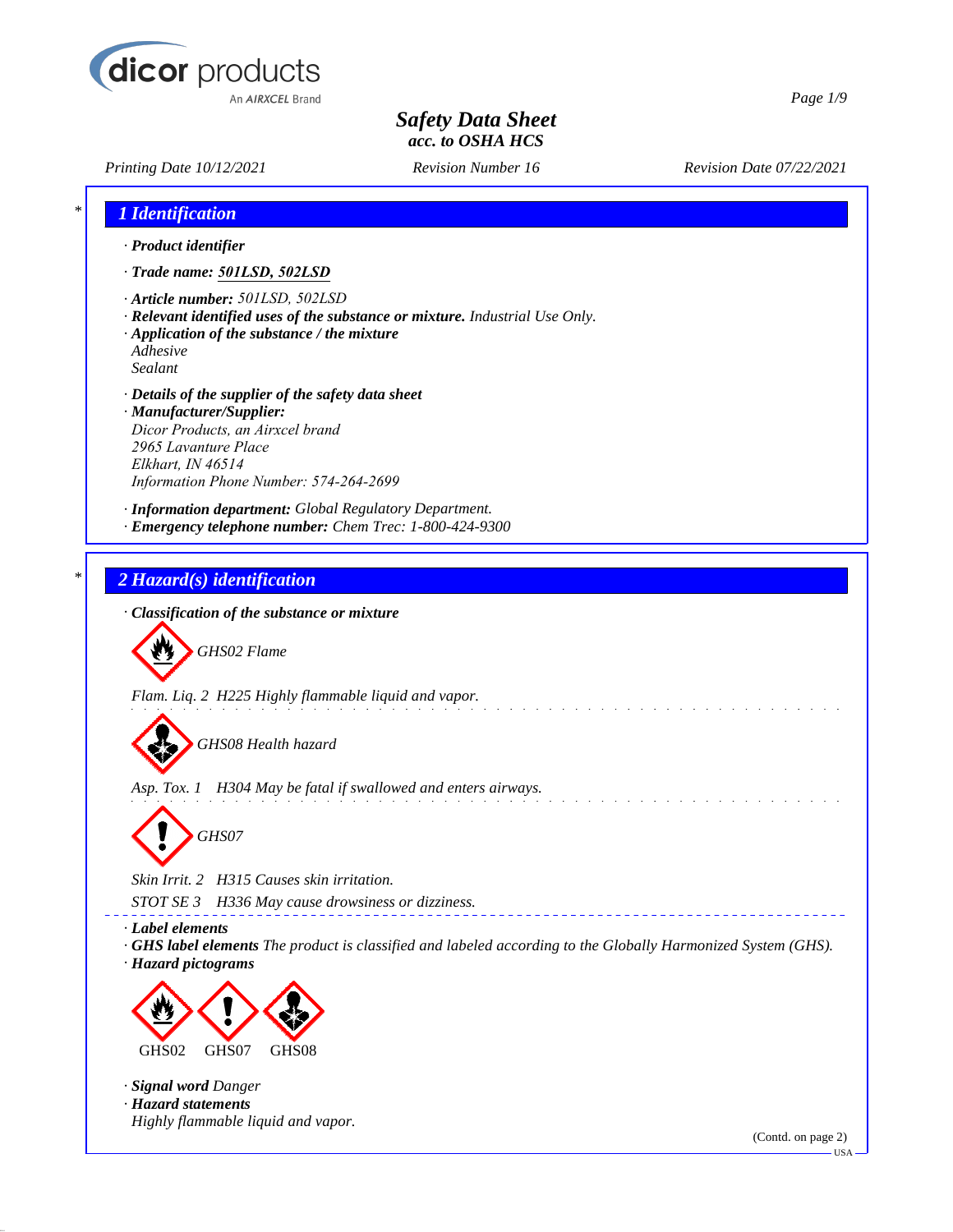dicor products
An AIRXCEL Brand

# Safety Data Sheet
*acc. to OSHA HCS*

*Printing Date 10/12/2021* *Revision Number 16* *Revision Date 07/22/2021*

## 1 Identification

· **Product identifier**

· **Trade name: 501LSD, 502LSD**

· **Article number:** 501LSD, 502LSD
· **Relevant identified uses of the substance or mixture.** Industrial Use Only.
· **Application of the substance / the mixture**
Adhesive
Sealant

· **Details of the supplier of the safety data sheet**
· **Manufacturer/Supplier:**
Dicor Products, an Airxcel brand
2965 Lavanture Place
Elkhart, IN 46514
Information Phone Number: 574-264-2699

· **Information department:** Global Regulatory Department.
· **Emergency telephone number:** Chem Trec: 1-800-424-9300

## 2 Hazard(s) identification

· **Classification of the substance or mixture**

GHS02 Flame

Flam. Liq. 2 H225 Highly flammable liquid and vapor.

GHS08 Health hazard

Asp. Tox. 1 H304 May be fatal if swallowed and enters airways.

GHS07

Skin Irrit. 2 H315 Causes skin irritation.
STOT SE 3 H336 May cause drowsiness or dizziness.

· **Label elements**
· **GHS label elements** The product is classified and labeled according to the Globally Harmonized System (GHS).
· **Hazard pictograms**

GHS02 GHS07 GHS08

· **Signal word** Danger
· **Hazard statements**
Highly flammable liquid and vapor.

(Contd. on page 2)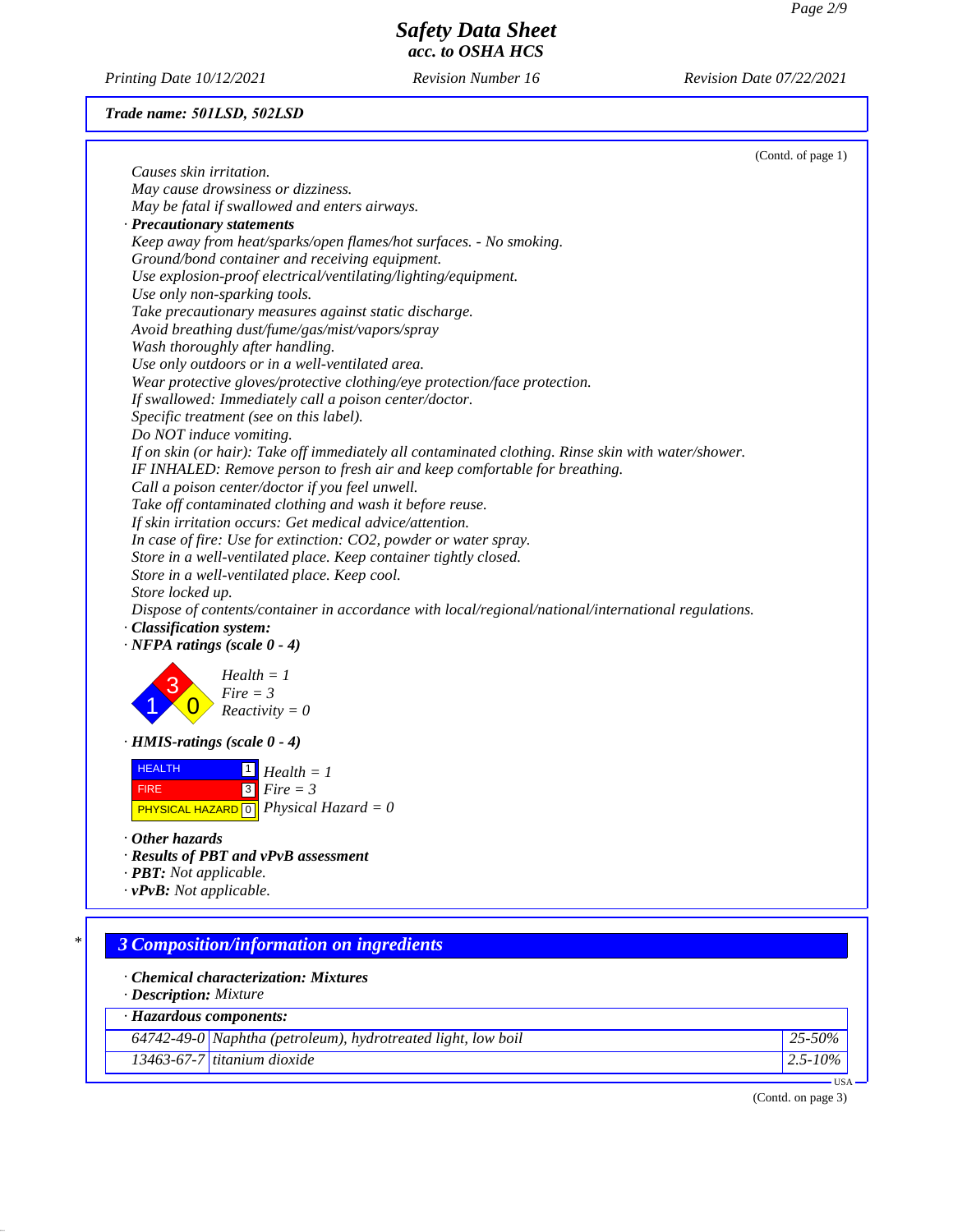Safety Data Sheet
acc. to OSHA HCS

Printing Date 10/12/2021 | Revision Number 16 | Revision Date 07/22/2021

**Trade name: 501LSD, 502LSD**

(Contd. of page 1)

*Causes skin irritation.*
*May cause drowsiness or dizziness.*
*May be fatal if swallowed and enters airways.*

· **Precautionary statements**

*Keep away from heat/sparks/open flames/hot surfaces. - No smoking.*
*Ground/bond container and receiving equipment.*
*Use explosion-proof electrical/ventilating/lighting/equipment.*
*Use only non-sparking tools.*
*Take precautionary measures against static discharge.*
*Avoid breathing dust/fume/gas/mist/vapors/spray*
*Wash thoroughly after handling.*
*Use only outdoors or in a well-ventilated area.*
*Wear protective gloves/protective clothing/eye protection/face protection.*
*If swallowed: Immediately call a poison center/doctor.*
*Specific treatment (see on this label).*
*Do NOT induce vomiting.*
*If on skin (or hair): Take off immediately all contaminated clothing. Rinse skin with water/shower.*
*IF INHALED: Remove person to fresh air and keep comfortable for breathing.*
*Call a poison center/doctor if you feel unwell.*
*Take off contaminated clothing and wash it before reuse.*
*If skin irritation occurs: Get medical advice/attention.*
*In case of fire: Use for extinction: CO2, powder or water spray.*
*Store in a well-ventilated place. Keep container tightly closed.*
*Store in a well-ventilated place. Keep cool.*
*Store locked up.*
*Dispose of contents/container in accordance with local/regional/national/international regulations.*

· **Classification system:**

· **NFPA ratings (scale 0 - 4)**

Health = 1
Fire = 3
Reactivity = 0

· **HMIS-ratings (scale 0 - 4)**

| | | |
|---|---|---|
| HEALTH | 1 | Health = 1 |
| FIRE | 3 | Fire = 3 |
| PHYSICAL HAZARD | 0 | Physical Hazard = 0 |

· **Other hazards**

· **Results of PBT and vPvB assessment**

· **PBT:** Not applicable.

· **vPvB:** Not applicable.

## 3 Composition/information on ingredients

· **Chemical characterization: Mixtures**

· **Description:** Mixture

| · Hazardous components: | | |
|---|---|---|
| 64742-49-0 | Naphtha (petroleum), hydrotreated light, low boil | 25-50% |
| 13463-67-7 | titanium dioxide | 2.5-10% |

USA

(Contd. on page 3)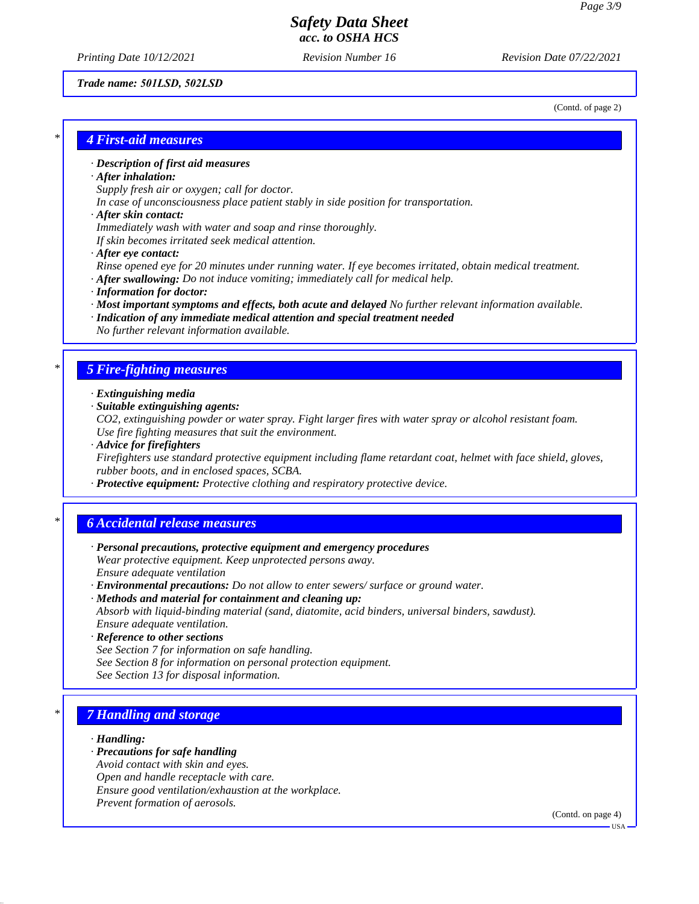*Trade name: 501LSD, 502LSD*

(Contd. of page 2)

## 4 First-aid measures

· **Description of first aid measures**
· **After inhalation:**
Supply fresh air or oxygen; call for doctor.
In case of unconsciousness place patient stably in side position for transportation.
· **After skin contact:**
Immediately wash with water and soap and rinse thoroughly.
If skin becomes irritated seek medical attention.
· **After eye contact:**
Rinse opened eye for 20 minutes under running water. If eye becomes irritated, obtain medical treatment.
· **After swallowing:** Do not induce vomiting; immediately call for medical help.
· **Information for doctor:**
· **Most important symptoms and effects, both acute and delayed** No further relevant information available.
· **Indication of any immediate medical attention and special treatment needed**
No further relevant information available.

## 5 Fire-fighting measures

· **Extinguishing media**
· **Suitable extinguishing agents:**
$CO_2$, extinguishing powder or water spray. Fight larger fires with water spray or alcohol resistant foam.
Use fire fighting measures that suit the environment.
· **Advice for firefighters**
Firefighters use standard protective equipment including flame retardant coat, helmet with face shield, gloves, rubber boots, and in enclosed spaces, SCBA.
· **Protective equipment:** Protective clothing and respiratory protective device.

## 6 Accidental release measures

· **Personal precautions, protective equipment and emergency procedures**
Wear protective equipment. Keep unprotected persons away.
Ensure adequate ventilation
· **Environmental precautions:** Do not allow to enter sewers/ surface or ground water.
· **Methods and material for containment and cleaning up:**
Absorb with liquid-binding material (sand, diatomite, acid binders, universal binders, sawdust).
Ensure adequate ventilation.
· **Reference to other sections**
See Section 7 for information on safe handling.
See Section 8 for information on personal protection equipment.
See Section 13 for disposal information.

## 7 Handling and storage

· **Handling:**
· **Precautions for safe handling**
Avoid contact with skin and eyes.
Open and handle receptacle with care.
Ensure good ventilation/exhaustion at the workplace.
Prevent formation of aerosols.

(Contd. on page 4)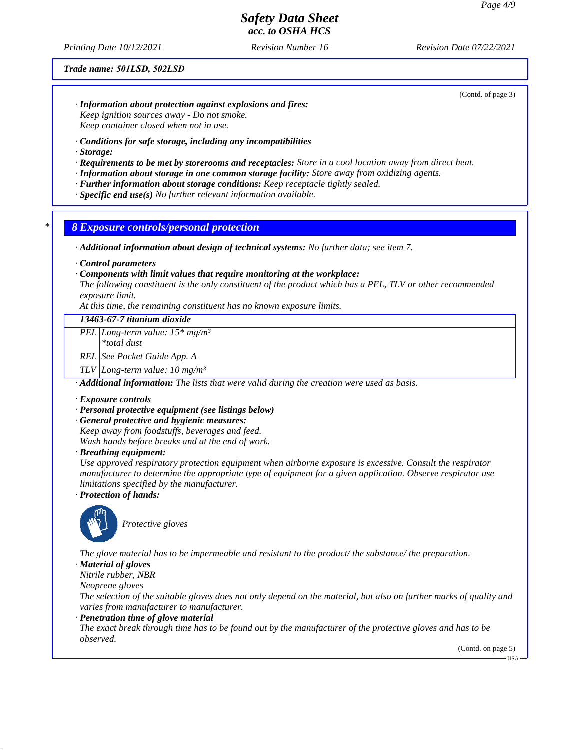(Contd. of page 3)

· **Information about protection against explosions and fires:**
Keep ignition sources away - Do not smoke.
Keep container closed when not in use.

· **Conditions for safe storage, including any incompatibilities**
· **Storage:**
· **Requirements to be met by storerooms and receptacles:** Store in a cool location away from direct heat.
· **Information about storage in one common storage facility:** Store away from oxidizing agents.
· **Further information about storage conditions:** Keep receptacle tightly sealed.
· **Specific end use(s)** No further relevant information available.

\* 

## 8 Exposure controls/personal protection

· **Additional information about design of technical systems:** No further data; see item 7.

· **Control parameters**
· **Components with limit values that require monitoring at the workplace:**
The following constituent is the only constituent of the product which has a PEL, TLV or other recommended exposure limit.
At this time, the remaining constituent has no known exposure limits.

| 13463-67-7 titanium dioxide | |
|---|---|
| PEL | Long-term value: 15* mg/m³<br>*total dust |
| REL | See Pocket Guide App. A |
| TLV | Long-term value: 10 mg/m³ |

· **Additional information:** The lists that were valid during the creation were used as basis.

· **Exposure controls**
· **Personal protective equipment (see listings below)**
· **General protective and hygienic measures:**
Keep away from foodstuffs, beverages and feed.
Wash hands before breaks and at the end of work.
· **Breathing equipment:**
Use approved respiratory protection equipment when airborne exposure is excessive. Consult the respirator manufacturer to determine the appropriate type of equipment for a given application. Observe respirator use limitations specified by the manufacturer.
· **Protection of hands:**

Protective gloves

The glove material has to be impermeable and resistant to the product/ the substance/ the preparation.
· **Material of gloves**
Nitrile rubber, NBR
Neoprene gloves
The selection of the suitable gloves does not only depend on the material, but also on further marks of quality and varies from manufacturer to manufacturer.
· **Penetration time of glove material**
The exact break through time has to be found out by the manufacturer of the protective gloves and has to be observed.

(Contd. on page 5)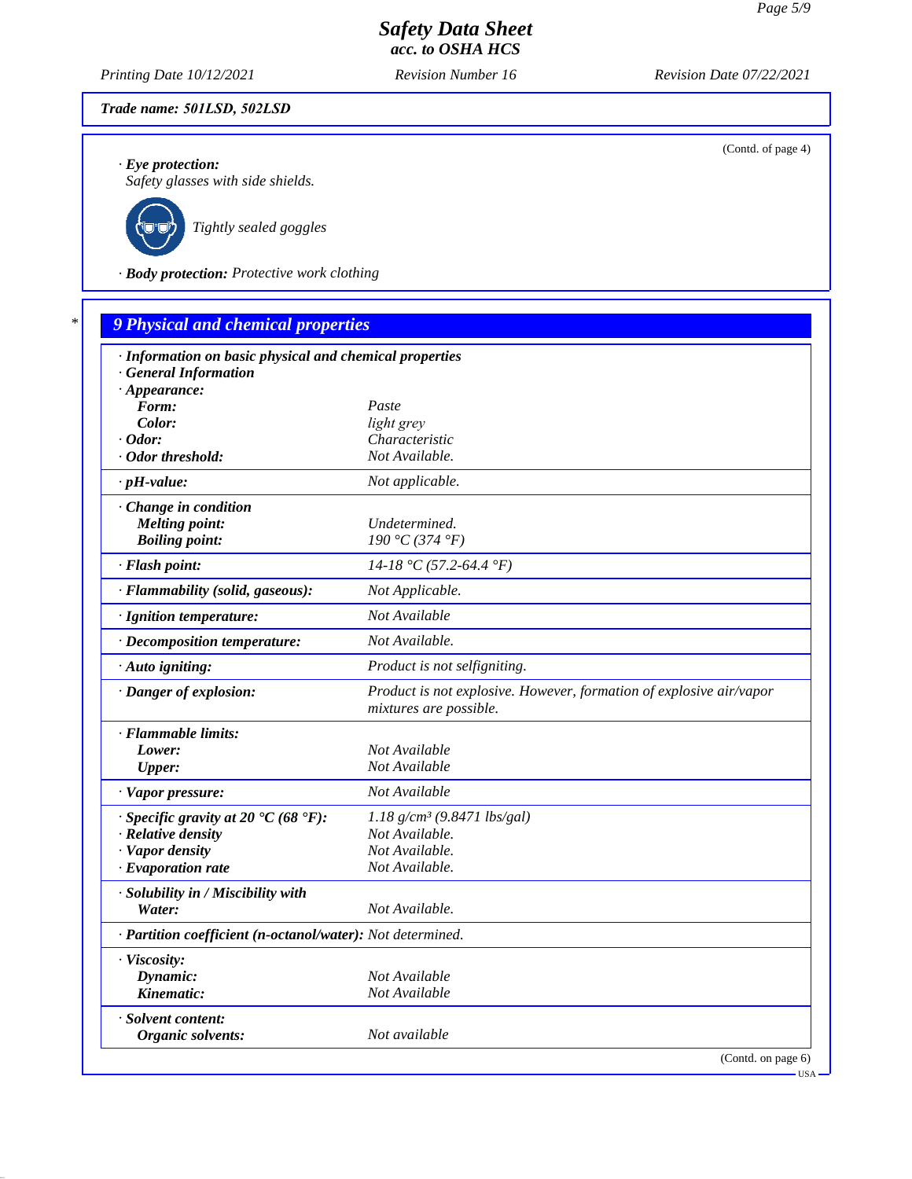**Trade name: 501LSD, 502LSD**

(Contd. of page 4)

· **Eye protection:**
Safety glasses with side shields.

Tightly sealed goggles

· **Body protection:** Protective work clothing

## 9 Physical and chemical properties

| | |
|---|---|
| · **Information on basic physical and chemical properties** | |
| · **General Information** | |
| · **Appearance:** | |
| **Form:** | Paste |
| **Color:** | light grey |
| · **Odor:** | Characteristic |
| · **Odor threshold:** | Not Available. |
| · **pH-value:** | Not applicable. |
| · **Change in condition** | |
| **Melting point:** | Undetermined. |
| **Boiling point:** | 190 °C (374 °F) |
| · **Flash point:** | 14-18 °C (57.2-64.4 °F) |
| · **Flammability (solid, gaseous):** | Not Applicable. |
| · **Ignition temperature:** | Not Available |
| · **Decomposition temperature:** | Not Available. |
| · **Auto igniting:** | Product is not selfigniting. |
| · **Danger of explosion:** | Product is not explosive. However, formation of explosive air/vapor mixtures are possible. |
| · **Flammable limits:** | |
| **Lower:** | Not Available |
| **Upper:** | Not Available |
| · **Vapor pressure:** | Not Available |
| · **Specific gravity at 20 °C (68 °F):** | 1.18 g/cm³ (9.8471 lbs/gal) |
| · **Relative density** | Not Available. |
| · **Vapor density** | Not Available. |
| · **Evaporation rate** | Not Available. |
| · **Solubility in / Miscibility with** | |
| **Water:** | Not Available. |
| · **Partition coefficient (n-octanol/water):** | Not determined. |
| · **Viscosity:** | |
| **Dynamic:** | Not Available |
| **Kinematic:** | Not Available |
| · **Solvent content:** | |
| **Organic solvents:** | Not available |

(Contd. on page 6)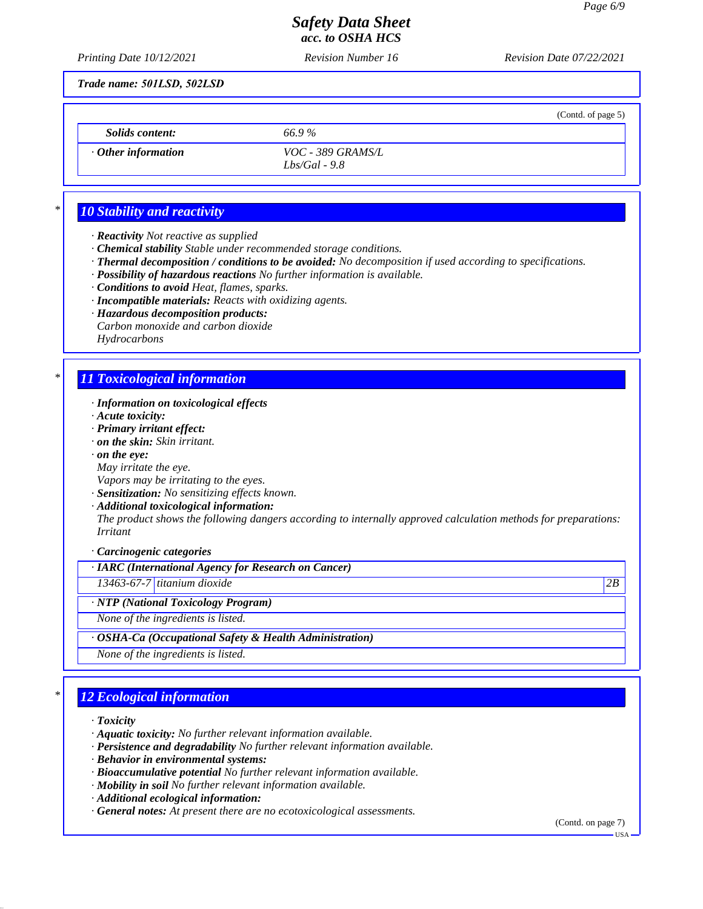Trade name: 501LSD, 502LSD

(Contd. of page 5)

| Solids content: | 66.9 % |
|---|---|
| · Other information | VOC - 389 GRAMS/L<br>Lbs/Gal - 9.8 |

## 10 Stability and reactivity

· **Reactivity** Not reactive as supplied
· **Chemical stability** Stable under recommended storage conditions.
· **Thermal decomposition / conditions to be avoided:** No decomposition if used according to specifications.
· **Possibility of hazardous reactions** No further information is available.
· **Conditions to avoid** Heat, flames, sparks.
· **Incompatible materials:** Reacts with oxidizing agents.
· **Hazardous decomposition products:**
Carbon monoxide and carbon dioxide
Hydrocarbons

## 11 Toxicological information

· **Information on toxicological effects**
· **Acute toxicity:**
· **Primary irritant effect:**
· **on the skin:** Skin irritant.
· **on the eye:**
May irritate the eye.
Vapors may be irritating to the eyes.
· **Sensitization:** No sensitizing effects known.
· **Additional toxicological information:**
The product shows the following dangers according to internally approved calculation methods for preparations:
Irritant

· **Carcinogenic categories**

| · IARC (International Agency for Research on Cancer) | | |
|---|---|---|
| 13463-67-7 | titanium dioxide | 2B |

| · NTP (National Toxicology Program) |
|---|
| None of the ingredients is listed. |

| · OSHA-Ca (Occupational Safety & Health Administration) |
|---|
| None of the ingredients is listed. |

## 12 Ecological information

· **Toxicity**
· **Aquatic toxicity:** No further relevant information available.
· **Persistence and degradability** No further relevant information available.
· **Behavior in environmental systems:**
· **Bioaccumulative potential** No further relevant information available.
· **Mobility in soil** No further relevant information available.
· **Additional ecological information:**
· **General notes:** At present there are no ecotoxicological assessments.

(Contd. on page 7)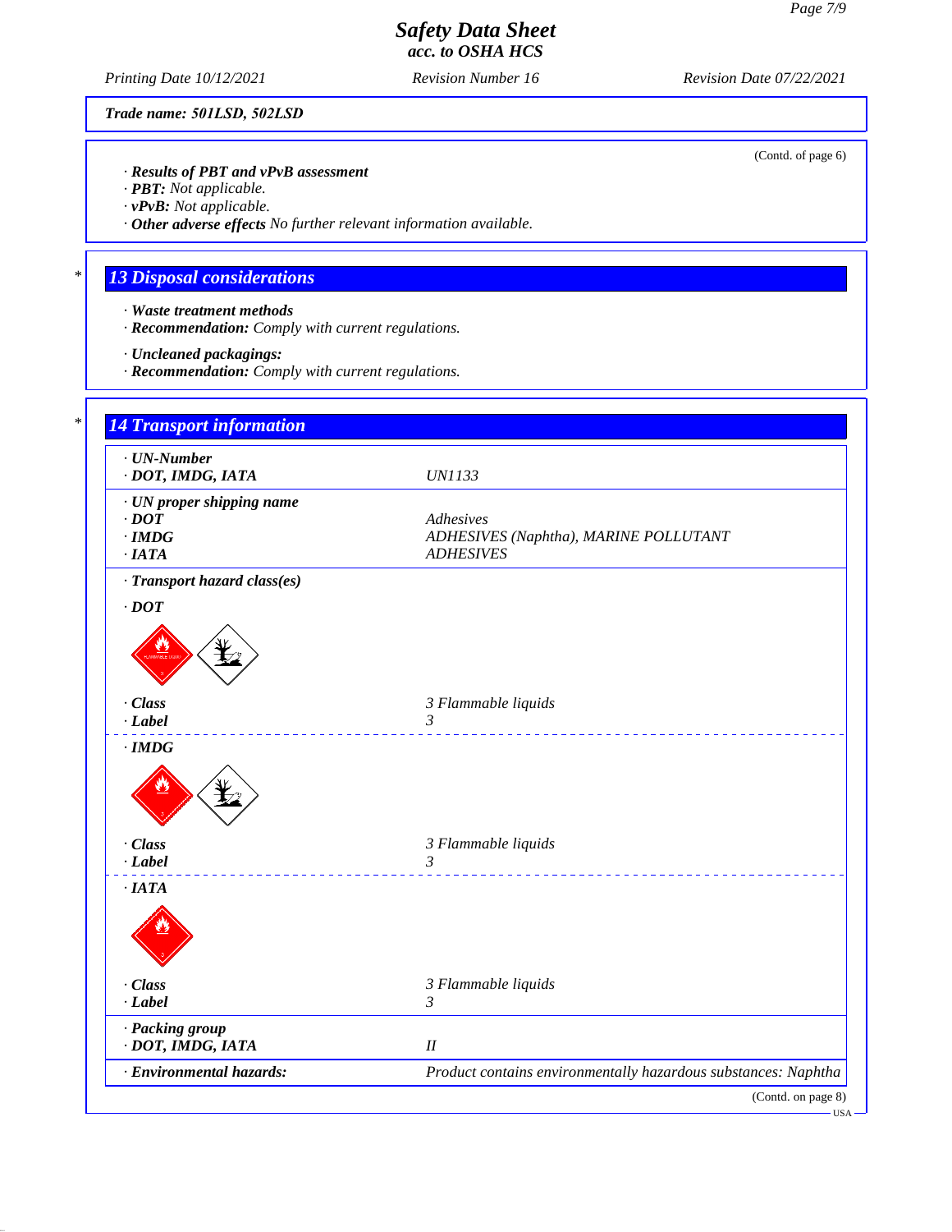Trade name: 501LSD, 502LSD

(Contd. of page 6)

· **Results of PBT and vPvB assessment**
· **PBT:** Not applicable.
· **vPvB:** Not applicable.
· **Other adverse effects** No further relevant information available.

## 13 Disposal considerations

· **Waste treatment methods**
· **Recommendation:** Comply with current regulations.

· **Uncleaned packagings:**
· **Recommendation:** Comply with current regulations.

## 14 Transport information

· **UN-Number**
· **DOT, IMDG, IATA** — UN1133

· **UN proper shipping name**
· **DOT** — Adhesives
· **IMDG** — ADHESIVES (Naphtha), MARINE POLLUTANT
· **IATA** — ADHESIVES

· **Transport hazard class(es)**

· **DOT**
· **Class** — 3 Flammable liquids
· **Label** — 3

· **IMDG**
· **Class** — 3 Flammable liquids
· **Label** — 3

· **IATA**
· **Class** — 3 Flammable liquids
· **Label** — 3

· **Packing group**
· **DOT, IMDG, IATA** — II

· **Environmental hazards:** — Product contains environmentally hazardous substances: Naphtha

(Contd. on page 8)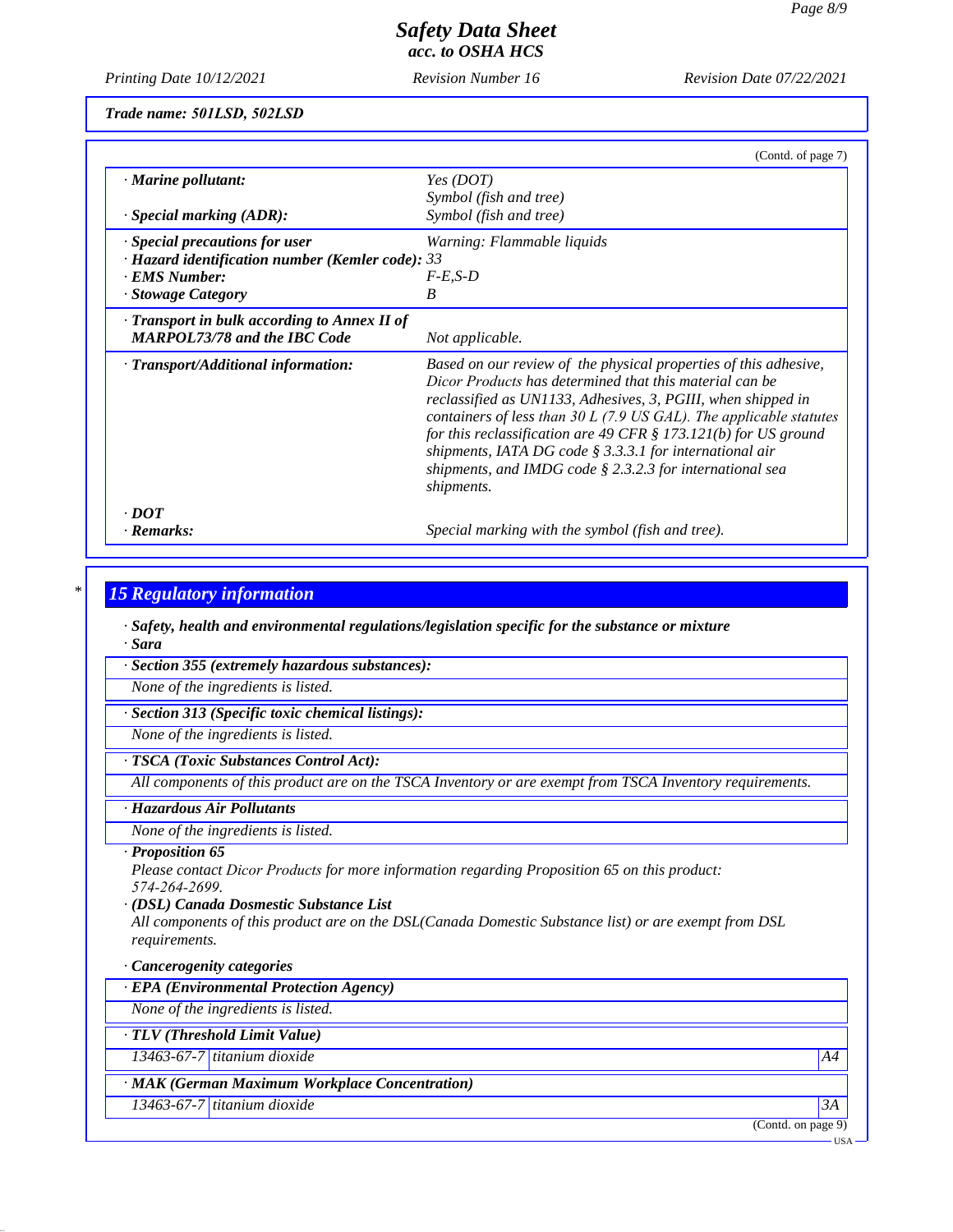Trade name: 501LSD, 502LSD

(Contd. of page 7)

| | |
|---|---|
| · **Marine pollutant:** | Yes (DOT)<br>Symbol (fish and tree) |
| · **Special marking (ADR):** | Symbol (fish and tree) |
| · **Special precautions for user** | Warning: Flammable liquids |
| · **Hazard identification number (Kemler code):** | 33 |
| · **EMS Number:** | F-E,S-D |
| · **Stowage Category** | B |
| · **Transport in bulk according to Annex II of MARPOL73/78 and the IBC Code** | Not applicable. |
| · **Transport/Additional information:** | Based on our review of the physical properties of this adhesive, Dicor Products has determined that this material can be reclassified as UN1133, Adhesives, 3, PGIII, when shipped in containers of less than 30 L (7.9 US GAL). The applicable statutes for this reclassification are 49 CFR § 173.121(b) for US ground shipments, IATA DG code § 3.3.3.1 for international air shipments, and IMDG code § 2.3.2.3 for international sea shipments. |
| · **DOT** | |
| · **Remarks:** | Special marking with the symbol (fish and tree). |

## 15 Regulatory information

· **Safety, health and environmental regulations/legislation specific for the substance or mixture**

· **Sara**

· **Section 355 (extremely hazardous substances):**

None of the ingredients is listed.

· **Section 313 (Specific toxic chemical listings):**

None of the ingredients is listed.

· **TSCA (Toxic Substances Control Act):**

All components of this product are on the TSCA Inventory or are exempt from TSCA Inventory requirements.

· **Hazardous Air Pollutants**

None of the ingredients is listed.

· **Proposition 65**

Please contact Dicor Products for more information regarding Proposition 65 on this product: 574-264-2699.

· **(DSL) Canada Dosmestic Substance List**

All components of this product are on the DSL(Canada Domestic Substance list) or are exempt from DSL requirements.

· **Cancerogenity categories**

· **EPA (Environmental Protection Agency)**

None of the ingredients is listed.

· **TLV (Threshold Limit Value)**

| | | |
|---|---|---|
| 13463-67-7 | titanium dioxide | A4 |

· **MAK (German Maximum Workplace Concentration)**

| | | |
|---|---|---|
| 13463-67-7 | titanium dioxide | 3A |

(Contd. on page 9)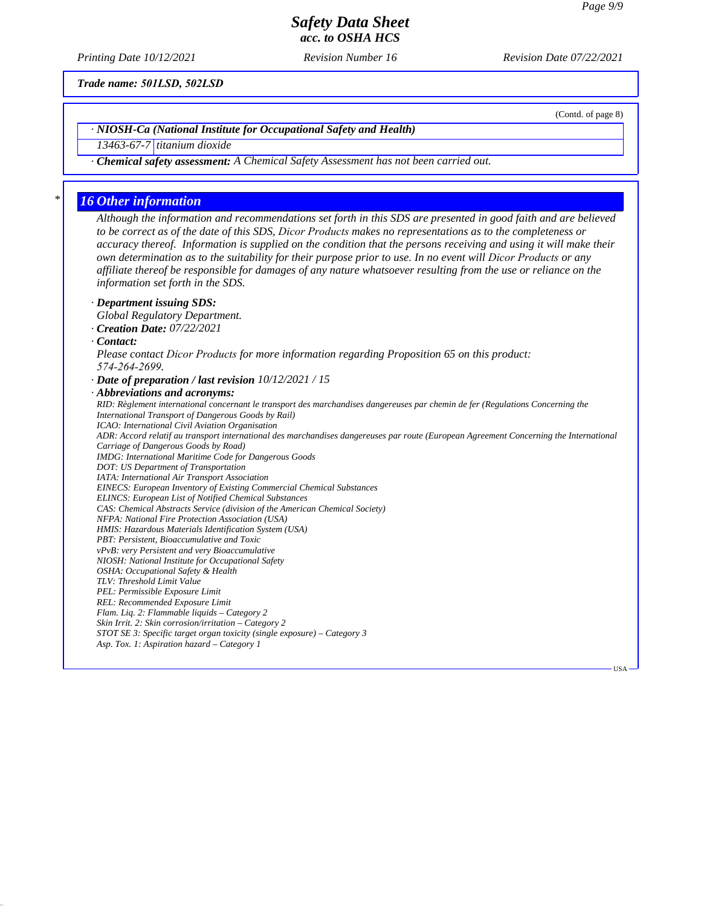Trade name: 501LSD, 502LSD

(Contd. of page 8)

· **NIOSH-Ca (National Institute for Occupational Safety and Health)**

| | |
|---|---|
| 13463-67-7 | titanium dioxide |

· **Chemical safety assessment:** A Chemical Safety Assessment has not been carried out.

## 16 Other information

Although the information and recommendations set forth in this SDS are presented in good faith and are believed to be correct as of the date of this SDS, Dicor Products makes no representations as to the completeness or accuracy thereof. Information is supplied on the condition that the persons receiving and using it will make their own determination as to the suitability for their purpose prior to use. In no event will Dicor Products or any affiliate thereof be responsible for damages of any nature whatsoever resulting from the use or reliance on the information set forth in the SDS.

· **Department issuing SDS:**
Global Regulatory Department.

· **Creation Date:** 07/22/2021

· **Contact:**
Please contact Dicor Products for more information regarding Proposition 65 on this product: 574-264-2699.

· **Date of preparation / last revision** 10/12/2021 / 15

· **Abbreviations and acronyms:**

RID: Règlement international concernant le transport des marchandises dangereuses par chemin de fer (Regulations Concerning the International Transport of Dangerous Goods by Rail)
ICAO: International Civil Aviation Organisation
ADR: Accord relatif au transport international des marchandises dangereuses par route (European Agreement Concerning the International Carriage of Dangerous Goods by Road)
IMDG: International Maritime Code for Dangerous Goods
DOT: US Department of Transportation
IATA: International Air Transport Association
EINECS: European Inventory of Existing Commercial Chemical Substances
ELINCS: European List of Notified Chemical Substances
CAS: Chemical Abstracts Service (division of the American Chemical Society)
NFPA: National Fire Protection Association (USA)
HMIS: Hazardous Materials Identification System (USA)
PBT: Persistent, Bioaccumulative and Toxic
vPvB: very Persistent and very Bioaccumulative
NIOSH: National Institute for Occupational Safety
OSHA: Occupational Safety & Health
TLV: Threshold Limit Value
PEL: Permissible Exposure Limit
REL: Recommended Exposure Limit
Flam. Liq. 2: Flammable liquids – Category 2
Skin Irrit. 2: Skin corrosion/irritation – Category 2
STOT SE 3: Specific target organ toxicity (single exposure) – Category 3
Asp. Tox. 1: Aspiration hazard – Category 1

USA